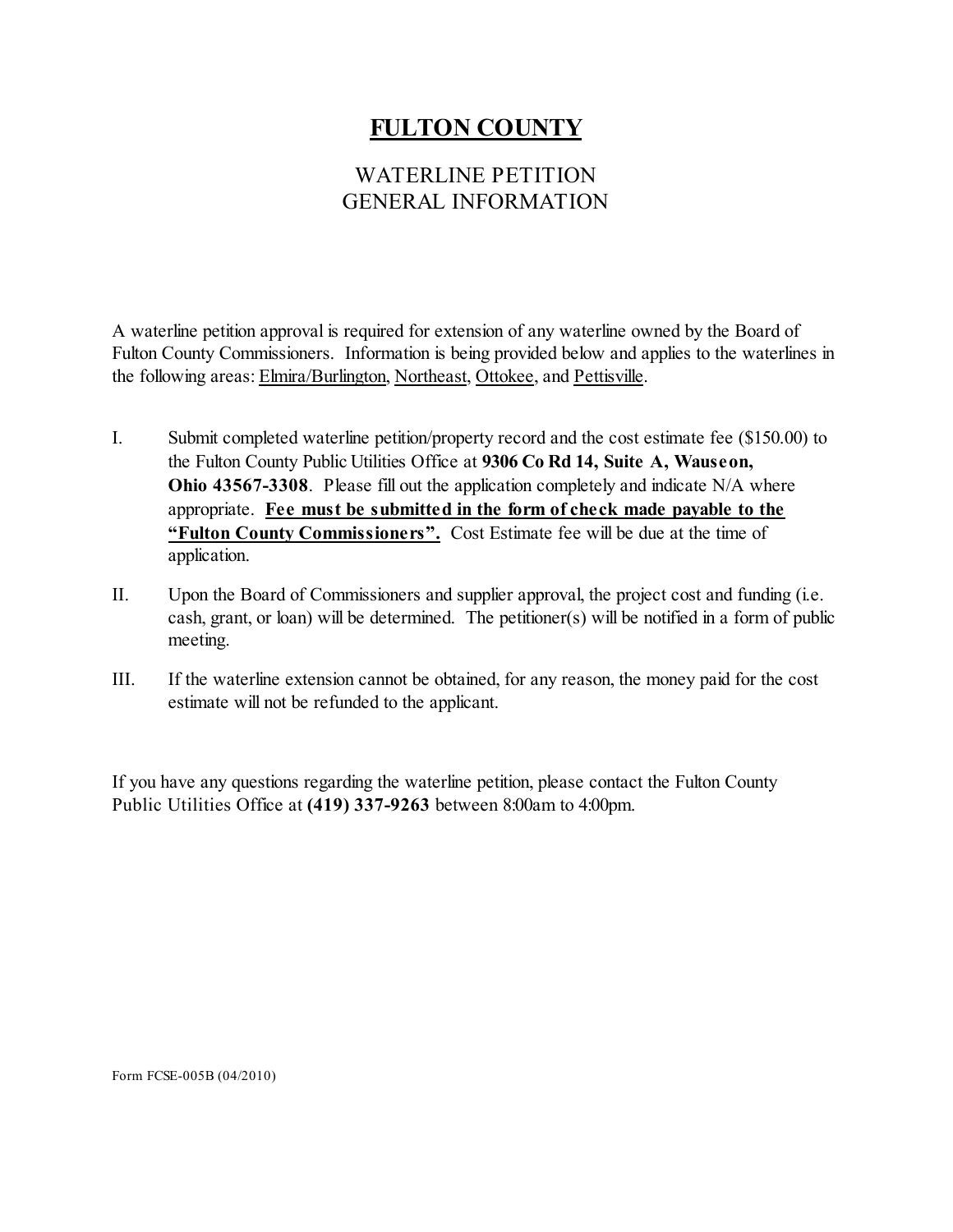# FULTON COUNTY

## WATERLINE PETITION
## GENERAL INFORMATION

A waterline petition approval is required for extension of any waterline owned by the Board of Fulton County Commissioners. Information is being provided below and applies to the waterlines in the following areas: Elmira/Burlington, Northeast, Ottokee, and Pettisville.

I. Submit completed waterline petition/property record and the cost estimate fee ($150.00) to the Fulton County Public Utilities Office at **9306 Co Rd 14, Suite A, Wauseon, Ohio 43567-3308**. Please fill out the application completely and indicate N/A where appropriate. **Fee must be submitted in the form of check made payable to the "Fulton County Commissioners".** Cost Estimate fee will be due at the time of application.

II. Upon the Board of Commissioners and supplier approval, the project cost and funding (i.e. cash, grant, or loan) will be determined. The petitioner(s) will be notified in a form of public meeting.

III. If the waterline extension cannot be obtained, for any reason, the money paid for the cost estimate will not be refunded to the applicant.

If you have any questions regarding the waterline petition, please contact the Fulton County Public Utilities Office at **(419) 337-9263** between 8:00am to 4:00pm.

Form FCSE-005B (04/2010)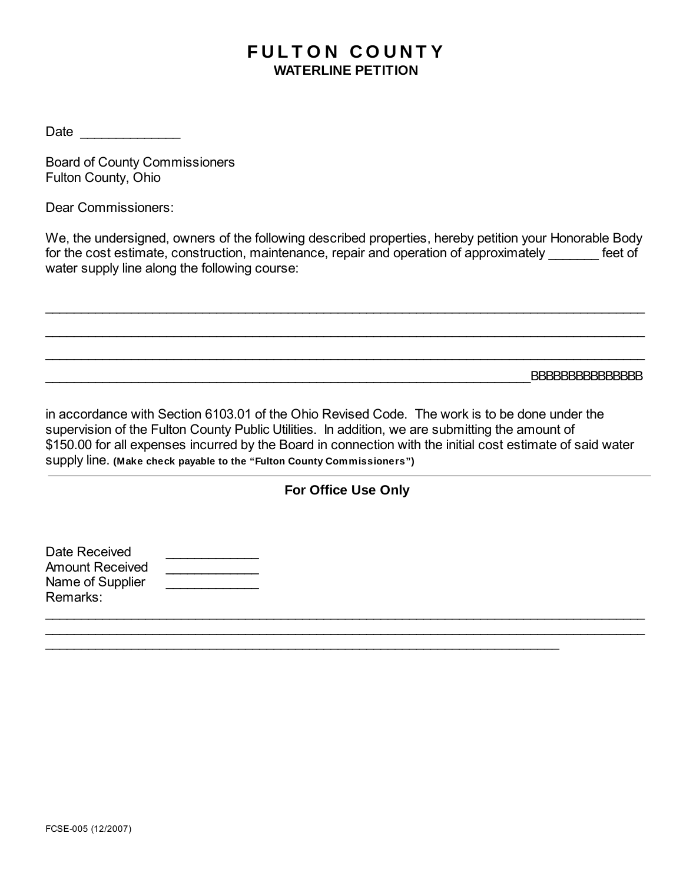# FULTON COUNTY
## WATERLINE PETITION

Date _____________

Board of County Commissioners
Fulton County, Ohio

Dear Commissioners:

We, the undersigned, owners of the following described properties, hereby petition your Honorable Body for the cost estimate, construction, maintenance, repair and operation of approximately _______ feet of water supply line along the following course:

______________________________________________________________________________

______________________________________________________________________________

______________________________________________________________________________

_______________________________________________________________BBBBBBBBBBBBBB

in accordance with Section 6103.01 of the Ohio Revised Code. The work is to be done under the supervision of the Fulton County Public Utilities. In addition, we are submitting the amount of $150.00 for all expenses incurred by the Board in connection with the initial cost estimate of said water supply line. **(Make check payable to the "Fulton County Commissioners")**

---

**For Office Use Only**

Date Received ____________
Amount Received ____________
Name of Supplier ____________
Remarks:

______________________________________________________________________________

______________________________________________________________________________

__________________________________________________________________

FCSE-005 (12/2007)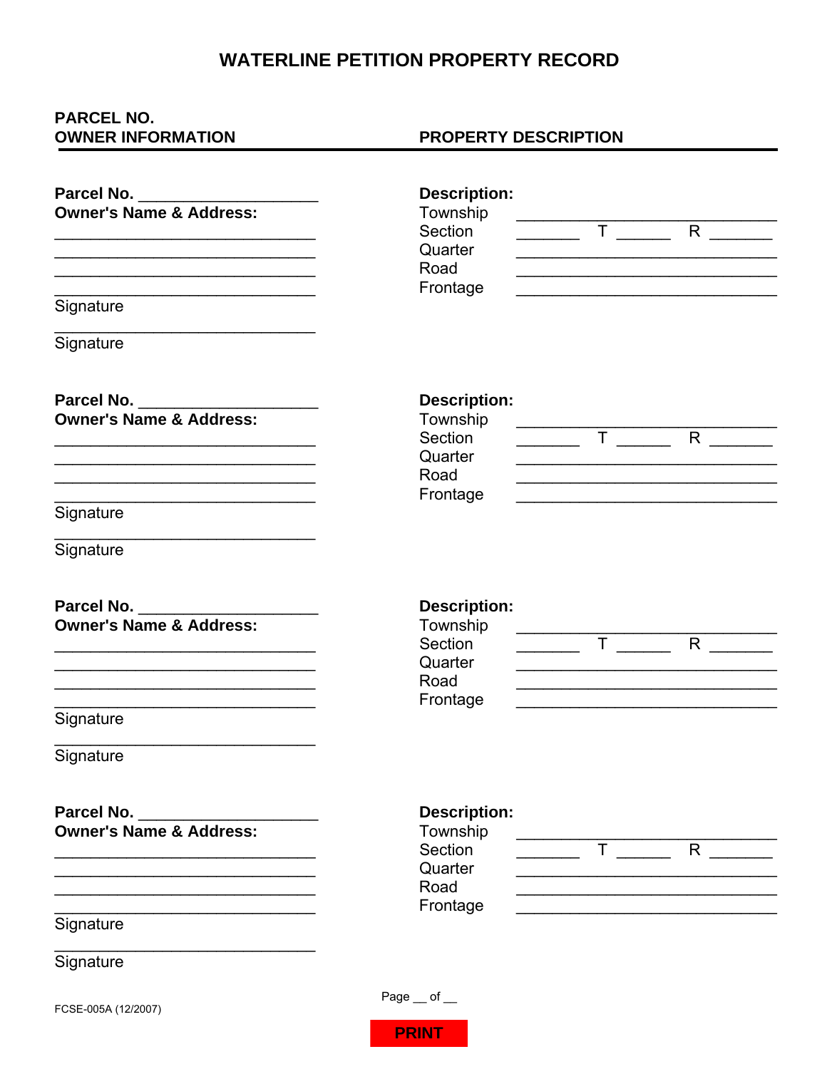# WATERLINE PETITION PROPERTY RECORD

**PARCEL NO.**
**OWNER INFORMATION** | **PROPERTY DESCRIPTION**

---

**Parcel No.** ____________________
**Owner's Name & Address:**
______________________________
______________________________
______________________________
______________________________
Signature
______________________________
Signature

**Description:**
Township ______________________________
Section _______ T ______ R _______
Quarter ______________________________
Road ______________________________
Frontage ______________________________

**Parcel No.** ____________________
**Owner's Name & Address:**
______________________________
______________________________
______________________________
______________________________
Signature
______________________________
Signature

**Description:**
Township ______________________________
Section _______ T ______ R _______
Quarter ______________________________
Road ______________________________
Frontage ______________________________

**Parcel No.** ____________________
**Owner's Name & Address:**
______________________________
______________________________
______________________________
______________________________
Signature
______________________________
Signature

**Description:**
Township ______________________________
Section _______ T ______ R _______
Quarter ______________________________
Road ______________________________
Frontage ______________________________

**Parcel No.** ____________________
**Owner's Name & Address:**
______________________________
______________________________
______________________________
______________________________
Signature
______________________________
Signature

**Description:**
Township ______________________________
Section _______ T ______ R _______
Quarter ______________________________
Road ______________________________
Frontage ______________________________

Page __ of __

FCSE-005A (12/2007)

PRINT